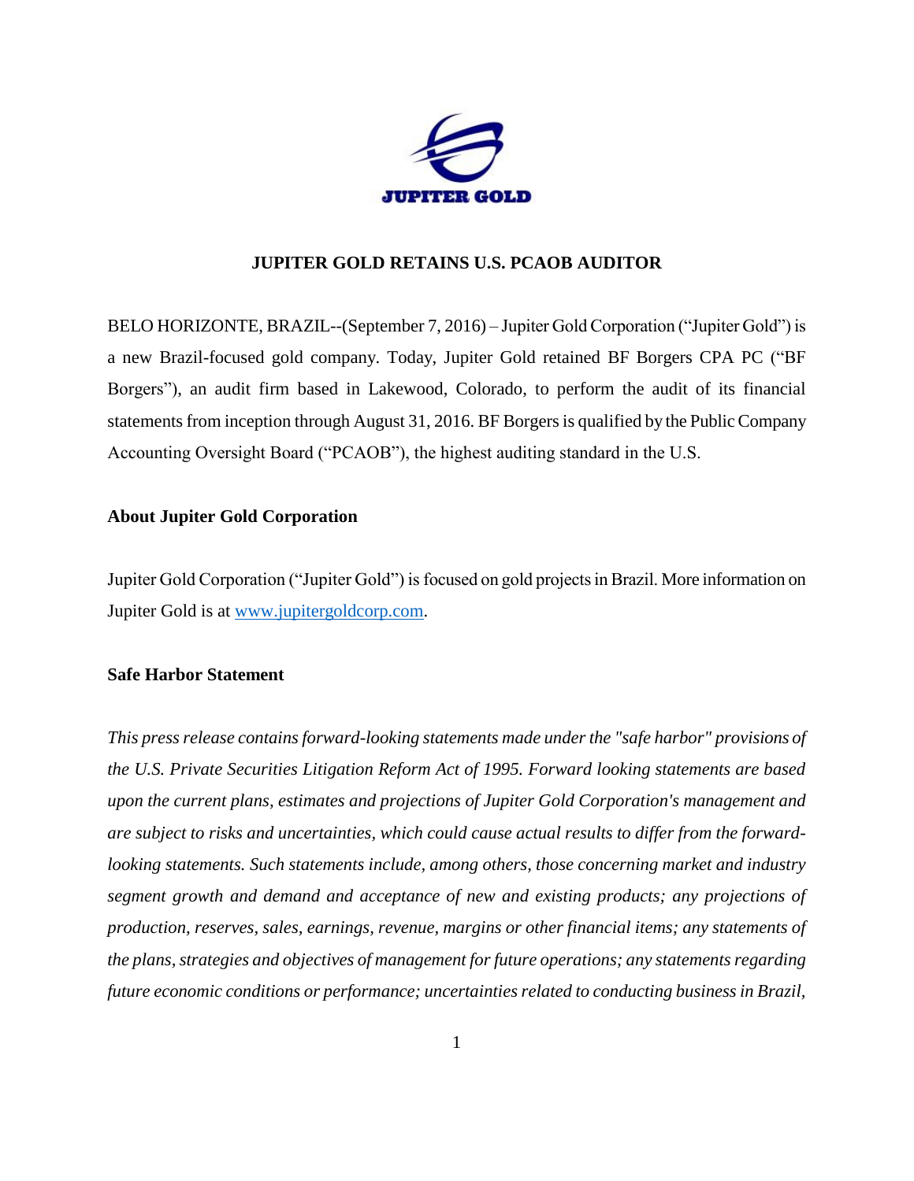# JUPITER GOLD RETAINS U.S. PCAOB AUDITOR

BELO HORIZONTE, BRAZIL--(September 7, 2016) – Jupiter Gold Corporation ("Jupiter Gold") is a new Brazil-focused gold company. Today, Jupiter Gold retained BF Borgers CPA PC ("BF Borgers"), an audit firm based in Lakewood, Colorado, to perform the audit of its financial statements from inception through August 31, 2016. BF Borgers is qualified by the Public Company Accounting Oversight Board ("PCAOB"), the highest auditing standard in the U.S.

## About Jupiter Gold Corporation

Jupiter Gold Corporation ("Jupiter Gold") is focused on gold projects in Brazil. More information on Jupiter Gold is at [www.jupitergoldcorp.com](www.jupitergoldcorp.com).

## Safe Harbor Statement

*This press release contains forward-looking statements made under the "safe harbor" provisions of the U.S. Private Securities Litigation Reform Act of 1995. Forward looking statements are based upon the current plans, estimates and projections of Jupiter Gold Corporation's management and are subject to risks and uncertainties, which could cause actual results to differ from the forward-looking statements. Such statements include, among others, those concerning market and industry segment growth and demand and acceptance of new and existing products; any projections of production, reserves, sales, earnings, revenue, margins or other financial items; any statements of the plans, strategies and objectives of management for future operations; any statements regarding future economic conditions or performance; uncertainties related to conducting business in Brazil,*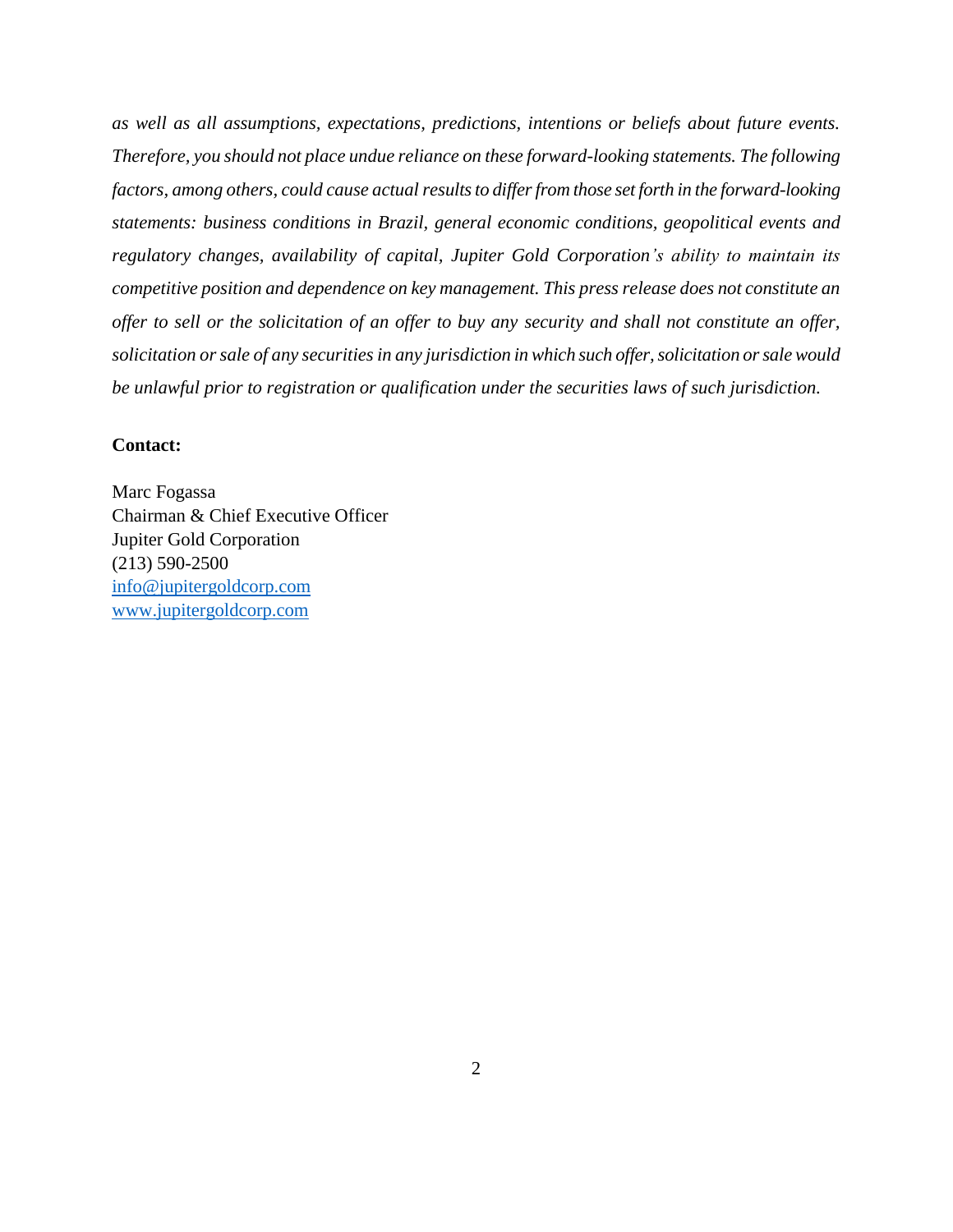*as well as all assumptions, expectations, predictions, intentions or beliefs about future events. Therefore, you should not place undue reliance on these forward-looking statements. The following factors, among others, could cause actual results to differ from those set forth in the forward-looking statements: business conditions in Brazil, general economic conditions, geopolitical events and regulatory changes, availability of capital, Jupiter Gold Corporation's ability to maintain its competitive position and dependence on key management. This press release does not constitute an offer to sell or the solicitation of an offer to buy any security and shall not constitute an offer, solicitation or sale of any securities in any jurisdiction in which such offer, solicitation or sale would be unlawful prior to registration or qualification under the securities laws of such jurisdiction.*

**Contact:**

Marc Fogassa
Chairman & Chief Executive Officer
Jupiter Gold Corporation
(213) 590-2500
info@jupitergoldcorp.com
www.jupitergoldcorp.com